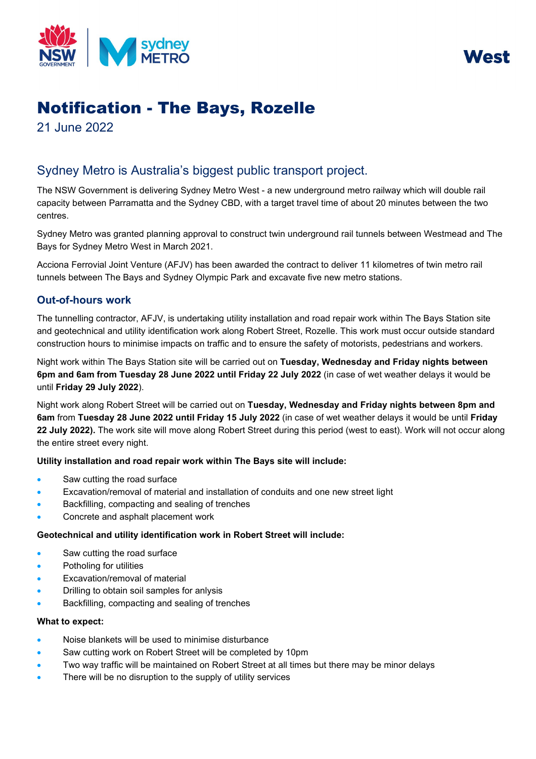West

# Notification - The Bays, Rozelle

21 June 2022

## Sydney Metro is Australia's biggest public transport project.

The NSW Government is delivering Sydney Metro West - a new underground metro railway which will double rail capacity between Parramatta and the Sydney CBD, with a target travel time of about 20 minutes between the two centres.

Sydney Metro was granted planning approval to construct twin underground rail tunnels between Westmead and The Bays for Sydney Metro West in March 2021.

Acciona Ferrovial Joint Venture (AFJV) has been awarded the contract to deliver 11 kilometres of twin metro rail tunnels between The Bays and Sydney Olympic Park and excavate five new metro stations.

### Out-of-hours work

The tunnelling contractor, AFJV, is undertaking utility installation and road repair work within The Bays Station site and geotechnical and utility identification work along Robert Street, Rozelle. This work must occur outside standard construction hours to minimise impacts on traffic and to ensure the safety of motorists, pedestrians and workers.

Night work within The Bays Station site will be carried out on **Tuesday, Wednesday and Friday nights between 6pm and 6am from Tuesday 28 June 2022 until Friday 22 July 2022** (in case of wet weather delays it would be until **Friday 29 July 2022**).

Night work along Robert Street will be carried out on **Tuesday, Wednesday and Friday nights between 8pm and 6am** from **Tuesday 28 June 2022 until Friday 15 July 2022** (in case of wet weather delays it would be until **Friday 22 July 2022).** The work site will move along Robert Street during this period (west to east). Work will not occur along the entire street every night.

**Utility installation and road repair work within The Bays site will include:**

- Saw cutting the road surface
- Excavation/removal of material and installation of conduits and one new street light
- Backfilling, compacting and sealing of trenches
- Concrete and asphalt placement work

**Geotechnical and utility identification work in Robert Street will include:**

- Saw cutting the road surface
- Potholing for utilities
- Excavation/removal of material
- Drilling to obtain soil samples for anlysis
- Backfilling, compacting and sealing of trenches

**What to expect:**

- Noise blankets will be used to minimise disturbance
- Saw cutting work on Robert Street will be completed by 10pm
- Two way traffic will be maintained on Robert Street at all times but there may be minor delays
- There will be no disruption to the supply of utility services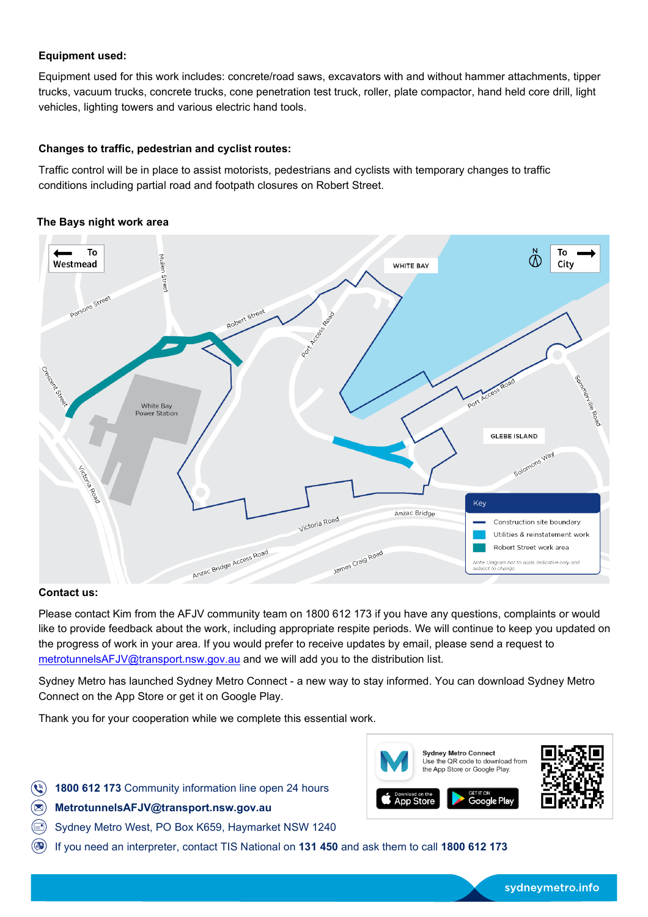**Equipment used:**

Equipment used for this work includes: concrete/road saws, excavators with and without hammer attachments, tipper trucks, vacuum trucks, concrete trucks, cone penetration test truck, roller, plate compactor, hand held core drill, light vehicles, lighting towers and various electric hand tools.

**Changes to traffic, pedestrian and cyclist routes:**

Traffic control will be in place to assist motorists, pedestrians and cyclists with temporary changes to traffic conditions including partial road and footpath closures on Robert Street.

**The Bays night work area**

To Westmead

To City

N

WHITE BAY

Mullen Street

Parsons Street

Robert Street

Port Access Road

Crescent Street

White Bay Power Station

Victoria Road

Port Access Road

Sommerville Road

GLEBE ISLAND

Solomons Way

Anzac Bridge

Victoria Road

Anzac Bridge Access Road

James Craig Road

Key

Construction site boundary

Utilities & reinstatement work

Robert Street work area

Note: Diagram not to scale, indicative only and subject to change

**Contact us:**

Please contact Kim from the AFJV community team on 1800 612 173 if you have any questions, complaints or would like to provide feedback about the work, including appropriate respite periods. We will continue to keep you updated on the progress of work in your area. If you would prefer to receive updates by email, please send a request to metrotunnelsAFJV@transport.nsw.gov.au and we will add you to the distribution list.

Sydney Metro has launched Sydney Metro Connect - a new way to stay informed. You can download Sydney Metro Connect on the App Store or get it on Google Play.

Thank you for your cooperation while we complete this essential work.

**Sydney Metro Connect**
Use the QR code to download from the App Store or Google Play.

Download on the App Store

GET IT ON Google Play

**1800 612 173** Community information line open 24 hours

**MetrotunnelsAFJV@transport.nsw.gov.au**

Sydney Metro West, PO Box K659, Haymarket NSW 1240

If you need an interpreter, contact TIS National on **131 450** and ask them to call **1800 612 173**

sydneymetro.info